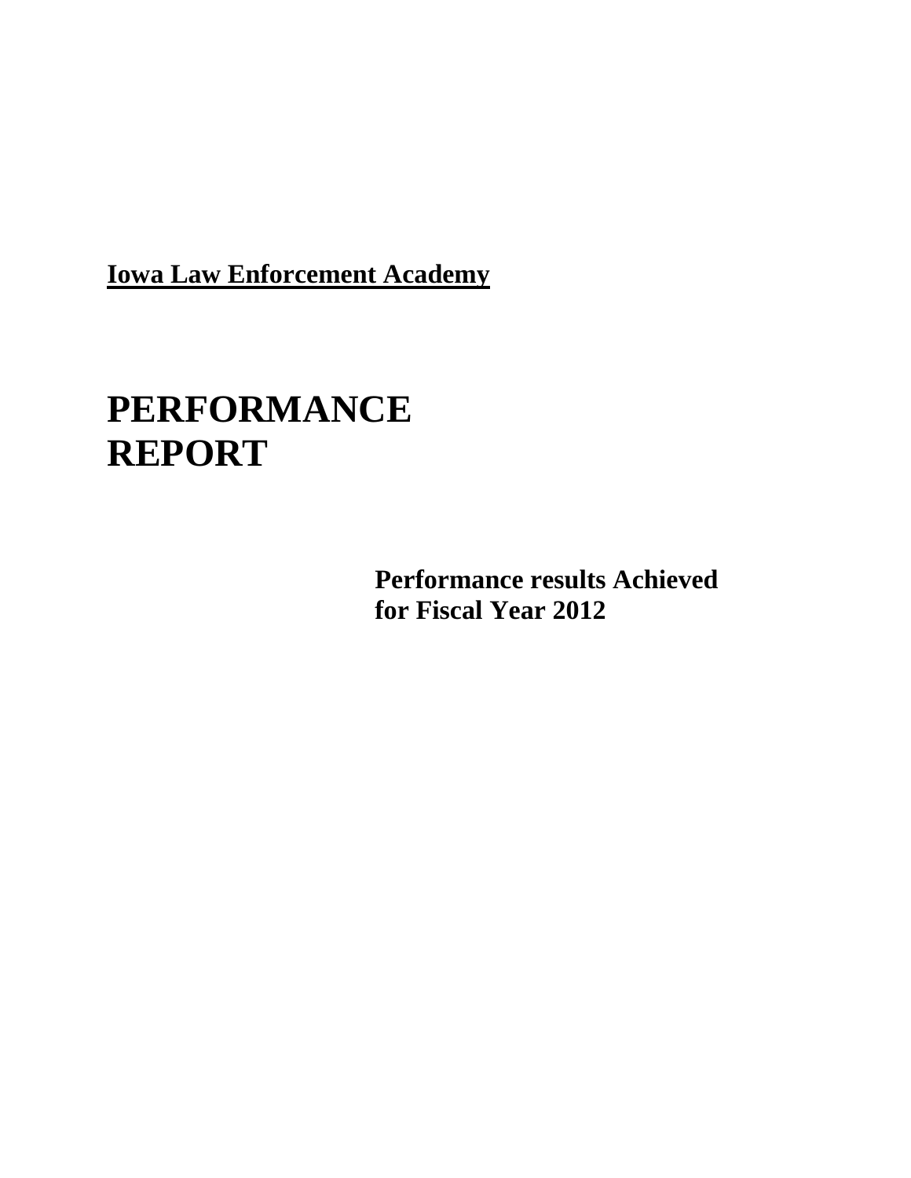**Iowa Law Enforcement Academy**

# PERFORMANCE REPORT

**Performance results Achieved for Fiscal Year 2012**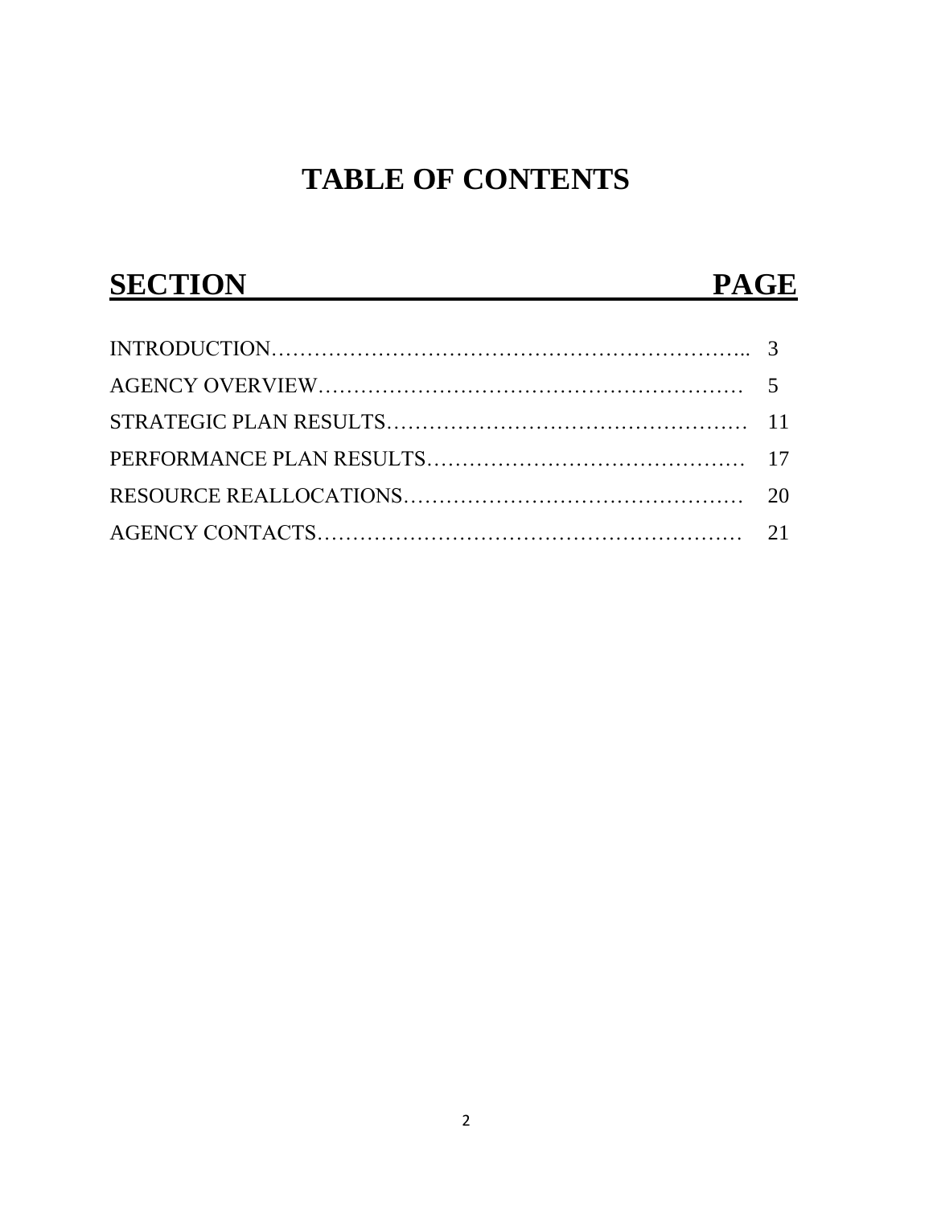# TABLE OF CONTENTS

| SECTION | PAGE |
|---|---|
| INTRODUCTION | 3 |
| AGENCY OVERVIEW | 5 |
| STRATEGIC PLAN RESULTS | 11 |
| PERFORMANCE PLAN RESULTS | 17 |
| RESOURCE REALLOCATIONS | 20 |
| AGENCY CONTACTS | 21 |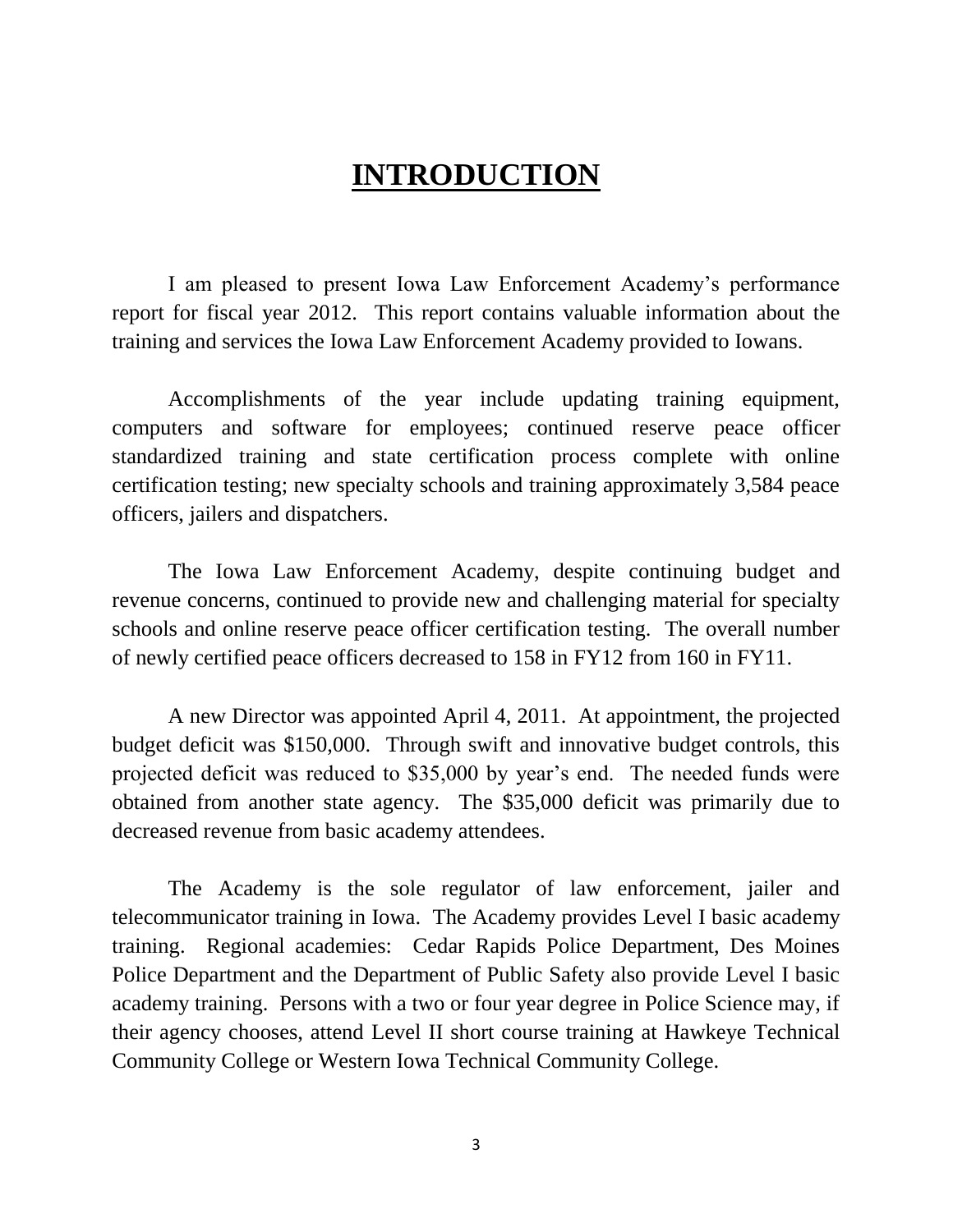# INTRODUCTION

I am pleased to present Iowa Law Enforcement Academy's performance report for fiscal year 2012. This report contains valuable information about the training and services the Iowa Law Enforcement Academy provided to Iowans.

Accomplishments of the year include updating training equipment, computers and software for employees; continued reserve peace officer standardized training and state certification process complete with online certification testing; new specialty schools and training approximately 3,584 peace officers, jailers and dispatchers.

The Iowa Law Enforcement Academy, despite continuing budget and revenue concerns, continued to provide new and challenging material for specialty schools and online reserve peace officer certification testing. The overall number of newly certified peace officers decreased to 158 in FY12 from 160 in FY11.

A new Director was appointed April 4, 2011. At appointment, the projected budget deficit was $150,000. Through swift and innovative budget controls, this projected deficit was reduced to $35,000 by year's end. The needed funds were obtained from another state agency. The $35,000 deficit was primarily due to decreased revenue from basic academy attendees.

The Academy is the sole regulator of law enforcement, jailer and telecommunicator training in Iowa. The Academy provides Level I basic academy training. Regional academies: Cedar Rapids Police Department, Des Moines Police Department and the Department of Public Safety also provide Level I basic academy training. Persons with a two or four year degree in Police Science may, if their agency chooses, attend Level II short course training at Hawkeye Technical Community College or Western Iowa Technical Community College.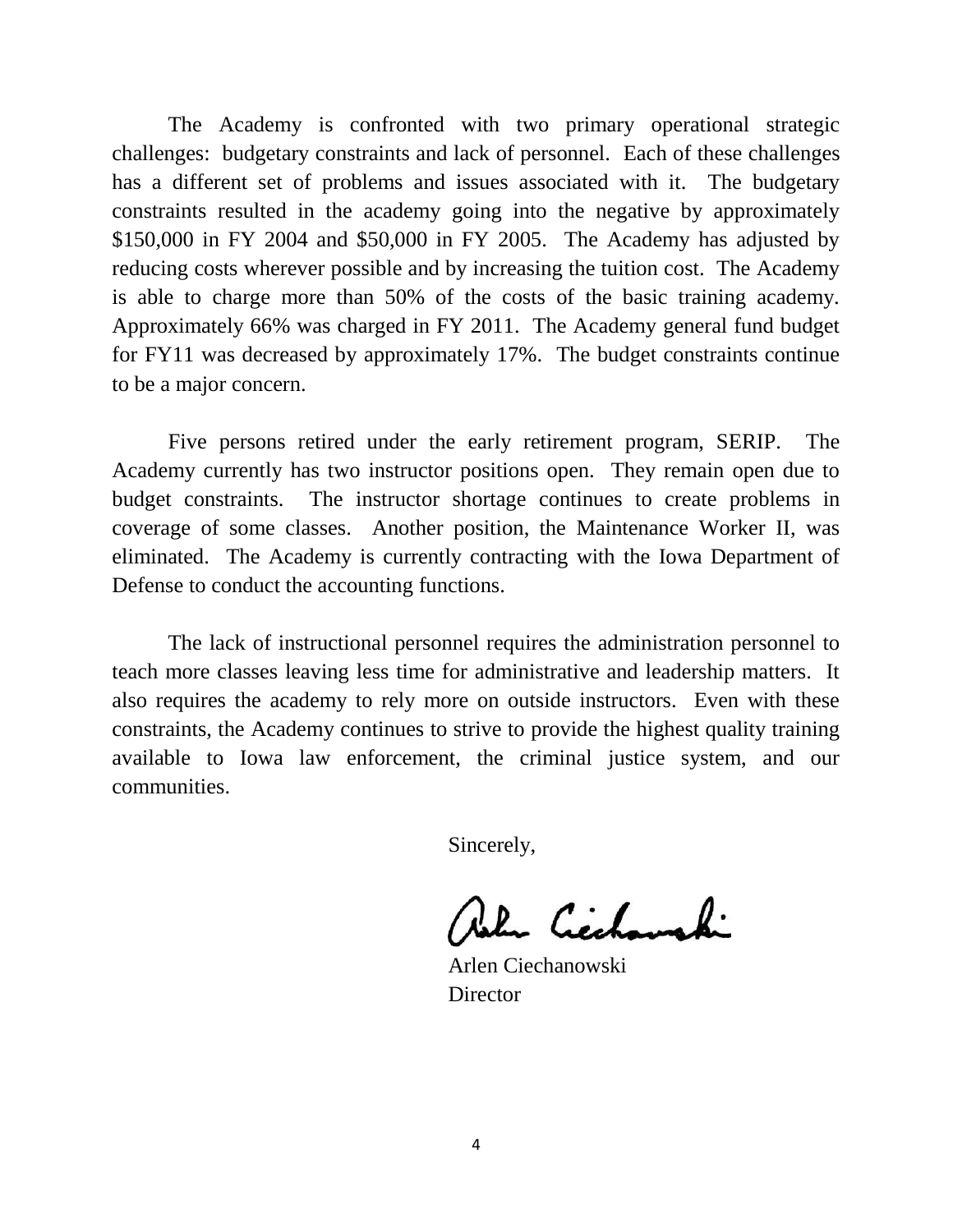The Academy is confronted with two primary operational strategic challenges: budgetary constraints and lack of personnel. Each of these challenges has a different set of problems and issues associated with it. The budgetary constraints resulted in the academy going into the negative by approximately $150,000 in FY 2004 and $50,000 in FY 2005. The Academy has adjusted by reducing costs wherever possible and by increasing the tuition cost. The Academy is able to charge more than 50% of the costs of the basic training academy. Approximately 66% was charged in FY 2011. The Academy general fund budget for FY11 was decreased by approximately 17%. The budget constraints continue to be a major concern.

Five persons retired under the early retirement program, SERIP. The Academy currently has two instructor positions open. They remain open due to budget constraints. The instructor shortage continues to create problems in coverage of some classes. Another position, the Maintenance Worker II, was eliminated. The Academy is currently contracting with the Iowa Department of Defense to conduct the accounting functions.

The lack of instructional personnel requires the administration personnel to teach more classes leaving less time for administrative and leadership matters. It also requires the academy to rely more on outside instructors. Even with these constraints, the Academy continues to strive to provide the highest quality training available to Iowa law enforcement, the criminal justice system, and our communities.

Sincerely,

Arlen Ciechanowski
Director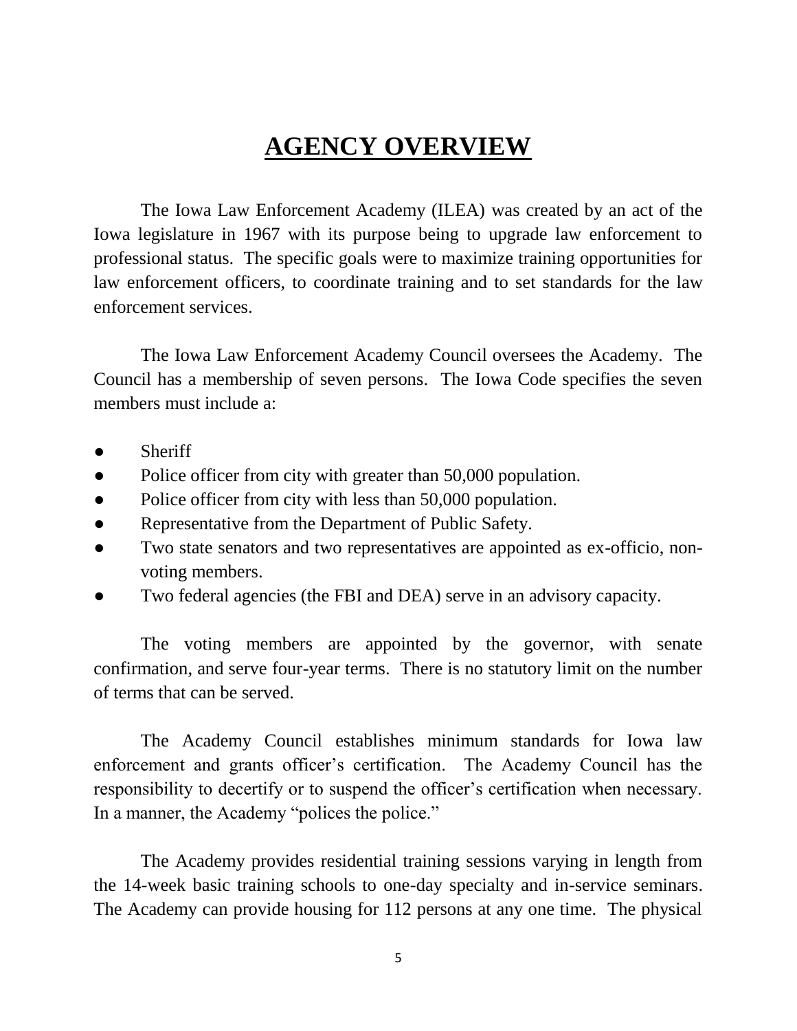# AGENCY OVERVIEW

The Iowa Law Enforcement Academy (ILEA) was created by an act of the Iowa legislature in 1967 with its purpose being to upgrade law enforcement to professional status. The specific goals were to maximize training opportunities for law enforcement officers, to coordinate training and to set standards for the law enforcement services.

The Iowa Law Enforcement Academy Council oversees the Academy. The Council has a membership of seven persons. The Iowa Code specifies the seven members must include a:

- Sheriff
- Police officer from city with greater than 50,000 population.
- Police officer from city with less than 50,000 population.
- Representative from the Department of Public Safety.
- Two state senators and two representatives are appointed as ex-officio, non-voting members.
- Two federal agencies (the FBI and DEA) serve in an advisory capacity.

The voting members are appointed by the governor, with senate confirmation, and serve four-year terms. There is no statutory limit on the number of terms that can be served.

The Academy Council establishes minimum standards for Iowa law enforcement and grants officer's certification. The Academy Council has the responsibility to decertify or to suspend the officer's certification when necessary. In a manner, the Academy "polices the police."

The Academy provides residential training sessions varying in length from the 14-week basic training schools to one-day specialty and in-service seminars. The Academy can provide housing for 112 persons at any one time. The physical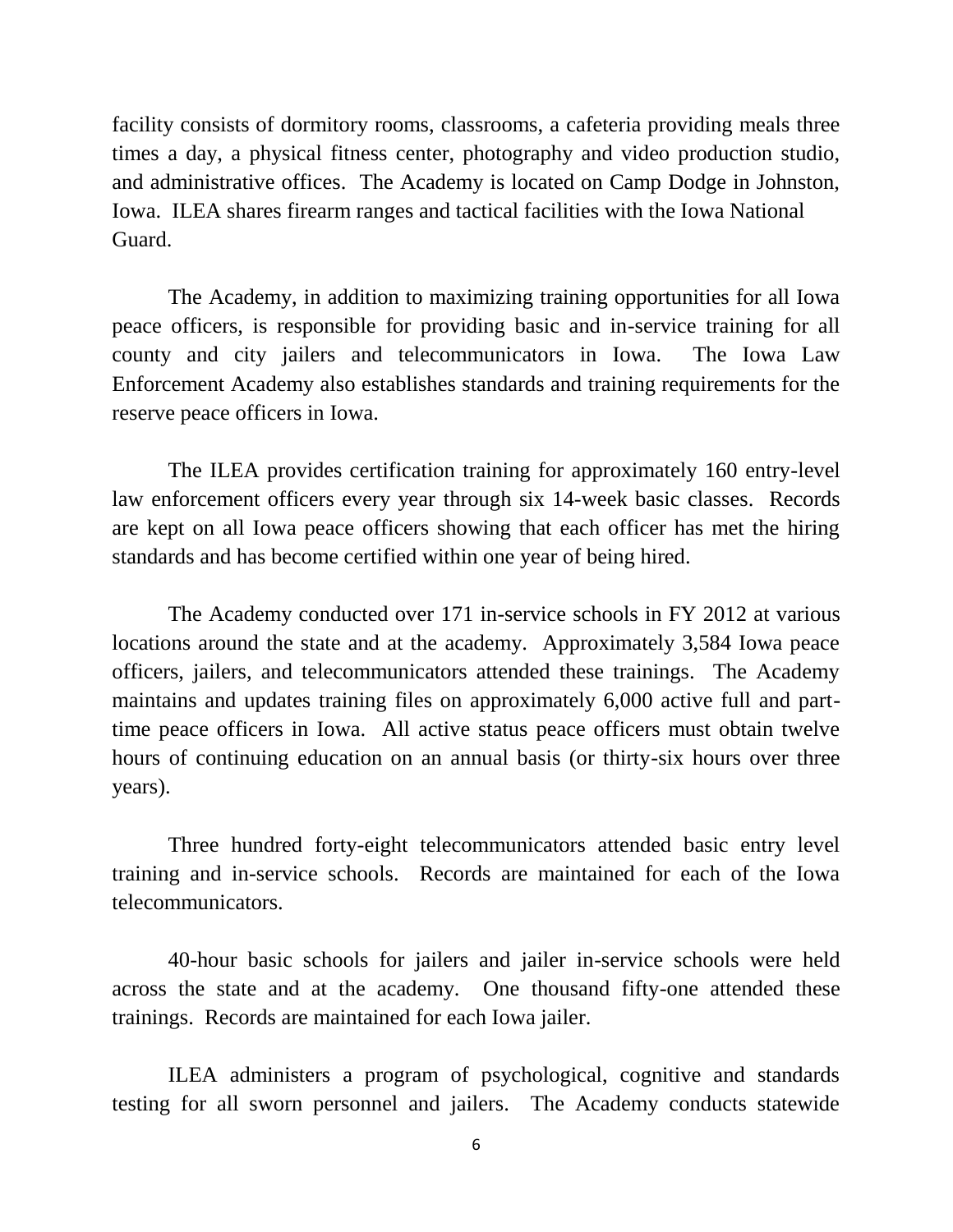facility consists of dormitory rooms, classrooms, a cafeteria providing meals three times a day, a physical fitness center, photography and video production studio, and administrative offices. The Academy is located on Camp Dodge in Johnston, Iowa. ILEA shares firearm ranges and tactical facilities with the Iowa National Guard.

The Academy, in addition to maximizing training opportunities for all Iowa peace officers, is responsible for providing basic and in-service training for all county and city jailers and telecommunicators in Iowa. The Iowa Law Enforcement Academy also establishes standards and training requirements for the reserve peace officers in Iowa.

The ILEA provides certification training for approximately 160 entry-level law enforcement officers every year through six 14-week basic classes. Records are kept on all Iowa peace officers showing that each officer has met the hiring standards and has become certified within one year of being hired.

The Academy conducted over 171 in-service schools in FY 2012 at various locations around the state and at the academy. Approximately 3,584 Iowa peace officers, jailers, and telecommunicators attended these trainings. The Academy maintains and updates training files on approximately 6,000 active full and part-time peace officers in Iowa. All active status peace officers must obtain twelve hours of continuing education on an annual basis (or thirty-six hours over three years).

Three hundred forty-eight telecommunicators attended basic entry level training and in-service schools. Records are maintained for each of the Iowa telecommunicators.

40-hour basic schools for jailers and jailer in-service schools were held across the state and at the academy. One thousand fifty-one attended these trainings. Records are maintained for each Iowa jailer.

ILEA administers a program of psychological, cognitive and standards testing for all sworn personnel and jailers. The Academy conducts statewide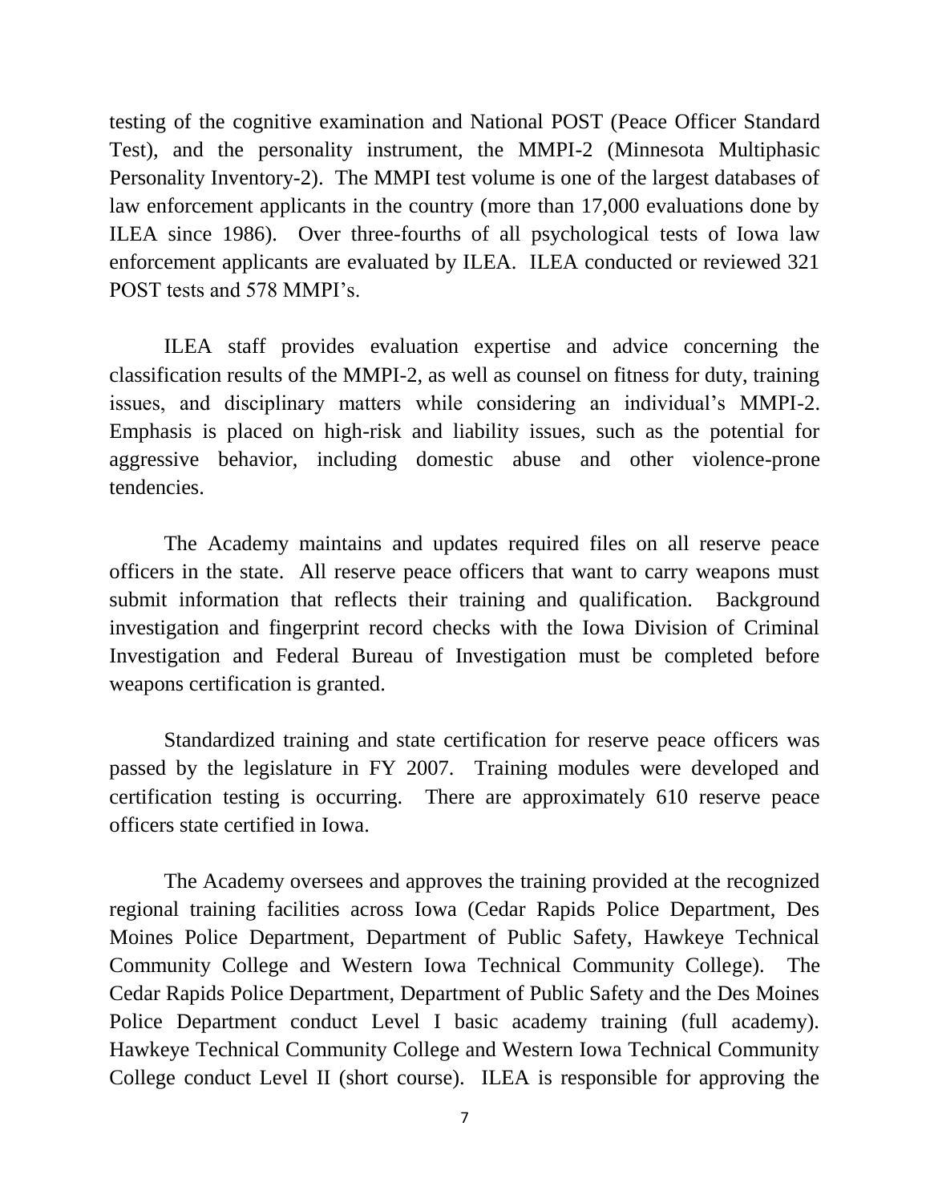testing of the cognitive examination and National POST (Peace Officer Standard Test), and the personality instrument, the MMPI-2 (Minnesota Multiphasic Personality Inventory-2). The MMPI test volume is one of the largest databases of law enforcement applicants in the country (more than 17,000 evaluations done by ILEA since 1986). Over three-fourths of all psychological tests of Iowa law enforcement applicants are evaluated by ILEA. ILEA conducted or reviewed 321 POST tests and 578 MMPI's.

ILEA staff provides evaluation expertise and advice concerning the classification results of the MMPI-2, as well as counsel on fitness for duty, training issues, and disciplinary matters while considering an individual's MMPI-2. Emphasis is placed on high-risk and liability issues, such as the potential for aggressive behavior, including domestic abuse and other violence-prone tendencies.

The Academy maintains and updates required files on all reserve peace officers in the state. All reserve peace officers that want to carry weapons must submit information that reflects their training and qualification. Background investigation and fingerprint record checks with the Iowa Division of Criminal Investigation and Federal Bureau of Investigation must be completed before weapons certification is granted.

Standardized training and state certification for reserve peace officers was passed by the legislature in FY 2007. Training modules were developed and certification testing is occurring. There are approximately 610 reserve peace officers state certified in Iowa.

The Academy oversees and approves the training provided at the recognized regional training facilities across Iowa (Cedar Rapids Police Department, Des Moines Police Department, Department of Public Safety, Hawkeye Technical Community College and Western Iowa Technical Community College). The Cedar Rapids Police Department, Department of Public Safety and the Des Moines Police Department conduct Level I basic academy training (full academy). Hawkeye Technical Community College and Western Iowa Technical Community College conduct Level II (short course). ILEA is responsible for approving the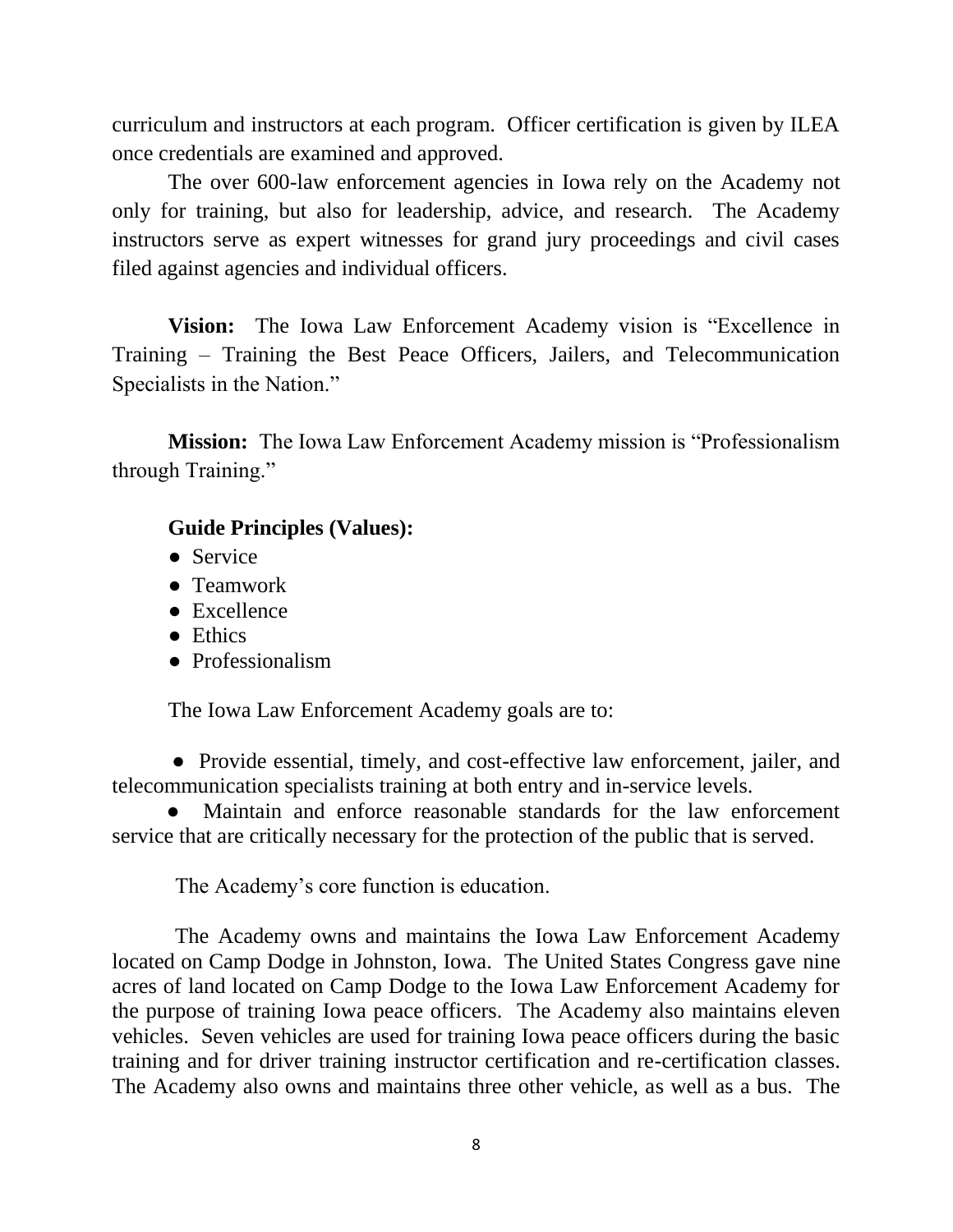curriculum and instructors at each program. Officer certification is given by ILEA once credentials are examined and approved.

The over 600-law enforcement agencies in Iowa rely on the Academy not only for training, but also for leadership, advice, and research. The Academy instructors serve as expert witnesses for grand jury proceedings and civil cases filed against agencies and individual officers.

**Vision:** The Iowa Law Enforcement Academy vision is "Excellence in Training – Training the Best Peace Officers, Jailers, and Telecommunication Specialists in the Nation."

**Mission:** The Iowa Law Enforcement Academy mission is "Professionalism through Training."

**Guide Principles (Values):**

- Service
- Teamwork
- Excellence
- Ethics
- Professionalism

The Iowa Law Enforcement Academy goals are to:

- Provide essential, timely, and cost-effective law enforcement, jailer, and telecommunication specialists training at both entry and in-service levels.
- Maintain and enforce reasonable standards for the law enforcement service that are critically necessary for the protection of the public that is served.

The Academy's core function is education.

The Academy owns and maintains the Iowa Law Enforcement Academy located on Camp Dodge in Johnston, Iowa. The United States Congress gave nine acres of land located on Camp Dodge to the Iowa Law Enforcement Academy for the purpose of training Iowa peace officers. The Academy also maintains eleven vehicles. Seven vehicles are used for training Iowa peace officers during the basic training and for driver training instructor certification and re-certification classes. The Academy also owns and maintains three other vehicle, as well as a bus. The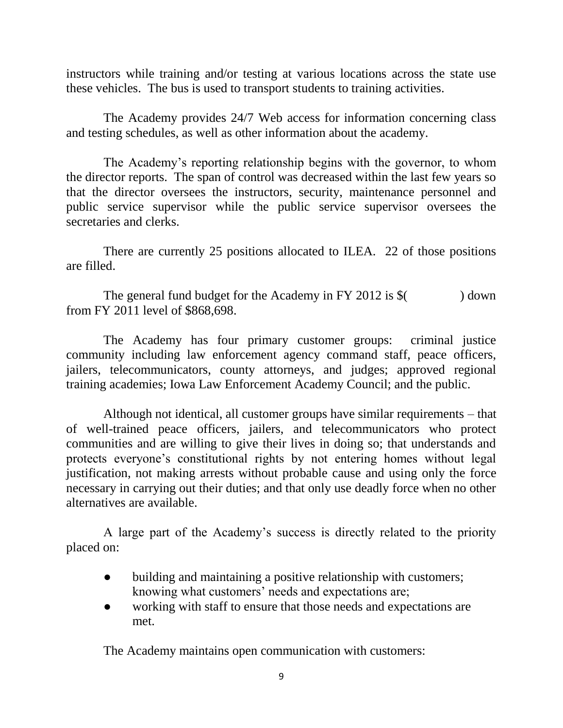instructors while training and/or testing at various locations across the state use these vehicles. The bus is used to transport students to training activities.

The Academy provides 24/7 Web access for information concerning class and testing schedules, as well as other information about the academy.

The Academy's reporting relationship begins with the governor, to whom the director reports. The span of control was decreased within the last few years so that the director oversees the instructors, security, maintenance personnel and public service supervisor while the public service supervisor oversees the secretaries and clerks.

There are currently 25 positions allocated to ILEA. 22 of those positions are filled.

The general fund budget for the Academy in FY 2012 is $(              ) down from FY 2011 level of $868,698.

The Academy has four primary customer groups: criminal justice community including law enforcement agency command staff, peace officers, jailers, telecommunicators, county attorneys, and judges; approved regional training academies; Iowa Law Enforcement Academy Council; and the public.

Although not identical, all customer groups have similar requirements – that of well-trained peace officers, jailers, and telecommunicators who protect communities and are willing to give their lives in doing so; that understands and protects everyone's constitutional rights by not entering homes without legal justification, not making arrests without probable cause and using only the force necessary in carrying out their duties; and that only use deadly force when no other alternatives are available.

A large part of the Academy's success is directly related to the priority placed on:

- building and maintaining a positive relationship with customers; knowing what customers' needs and expectations are;
- working with staff to ensure that those needs and expectations are met.

The Academy maintains open communication with customers: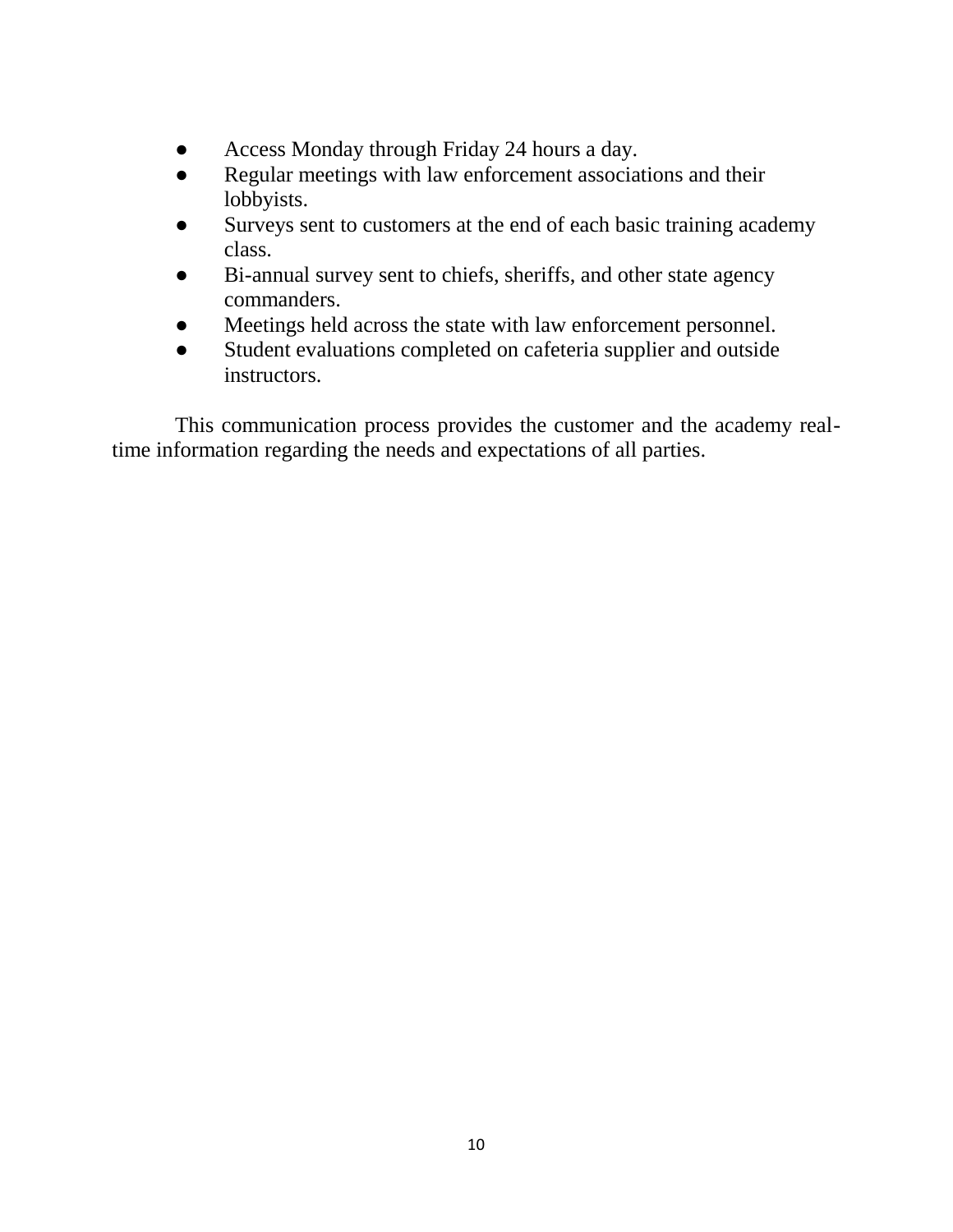- Access Monday through Friday 24 hours a day.
- Regular meetings with law enforcement associations and their lobbyists.
- Surveys sent to customers at the end of each basic training academy class.
- Bi-annual survey sent to chiefs, sheriffs, and other state agency commanders.
- Meetings held across the state with law enforcement personnel.
- Student evaluations completed on cafeteria supplier and outside instructors.

This communication process provides the customer and the academy real-time information regarding the needs and expectations of all parties.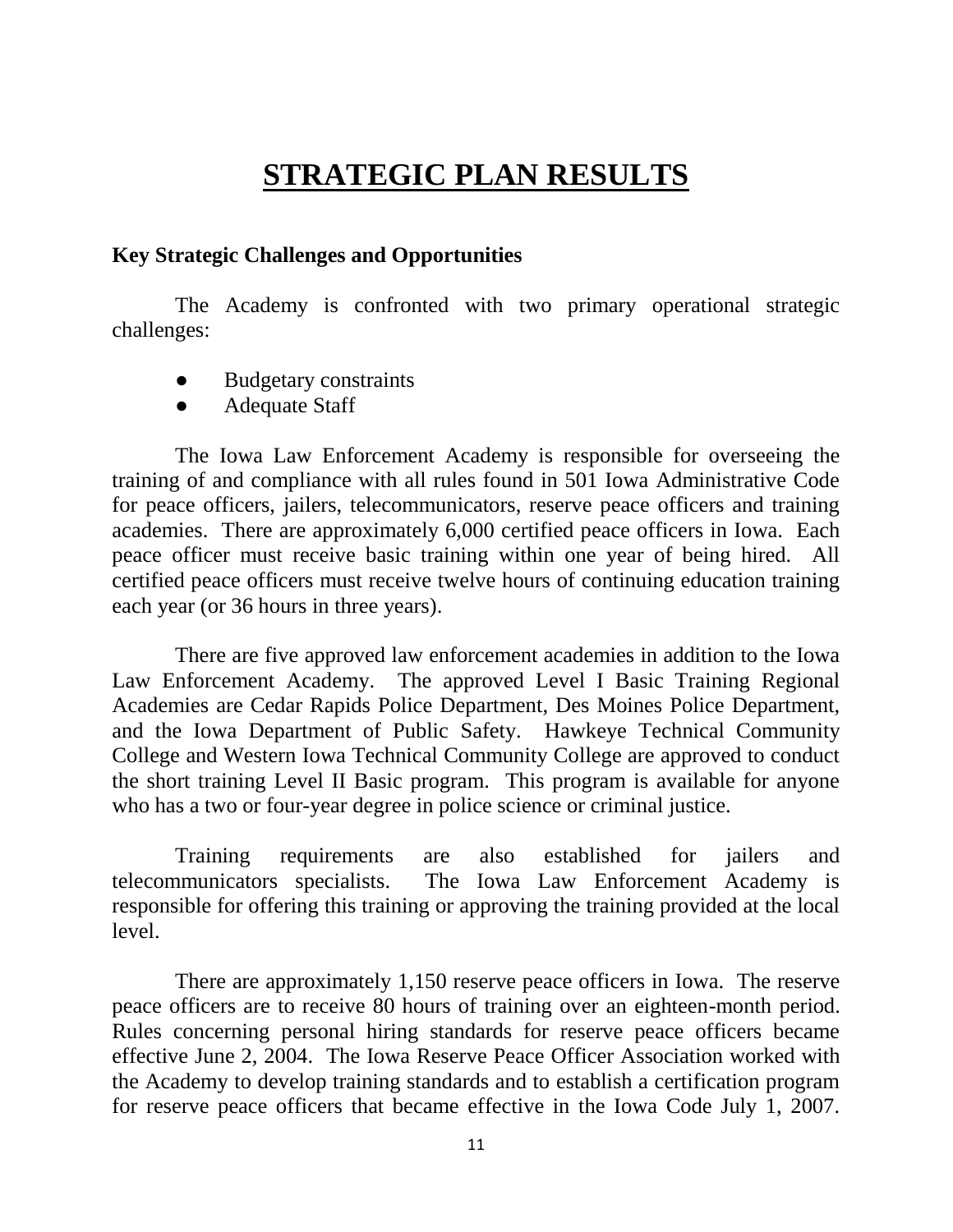# STRATEGIC PLAN RESULTS

**Key Strategic Challenges and Opportunities**

The Academy is confronted with two primary operational strategic challenges:

- Budgetary constraints
- Adequate Staff

The Iowa Law Enforcement Academy is responsible for overseeing the training of and compliance with all rules found in 501 Iowa Administrative Code for peace officers, jailers, telecommunicators, reserve peace officers and training academies. There are approximately 6,000 certified peace officers in Iowa. Each peace officer must receive basic training within one year of being hired. All certified peace officers must receive twelve hours of continuing education training each year (or 36 hours in three years).

There are five approved law enforcement academies in addition to the Iowa Law Enforcement Academy. The approved Level I Basic Training Regional Academies are Cedar Rapids Police Department, Des Moines Police Department, and the Iowa Department of Public Safety. Hawkeye Technical Community College and Western Iowa Technical Community College are approved to conduct the short training Level II Basic program. This program is available for anyone who has a two or four-year degree in police science or criminal justice.

Training requirements are also established for jailers and telecommunicators specialists. The Iowa Law Enforcement Academy is responsible for offering this training or approving the training provided at the local level.

There are approximately 1,150 reserve peace officers in Iowa. The reserve peace officers are to receive 80 hours of training over an eighteen-month period. Rules concerning personal hiring standards for reserve peace officers became effective June 2, 2004. The Iowa Reserve Peace Officer Association worked with the Academy to develop training standards and to establish a certification program for reserve peace officers that became effective in the Iowa Code July 1, 2007.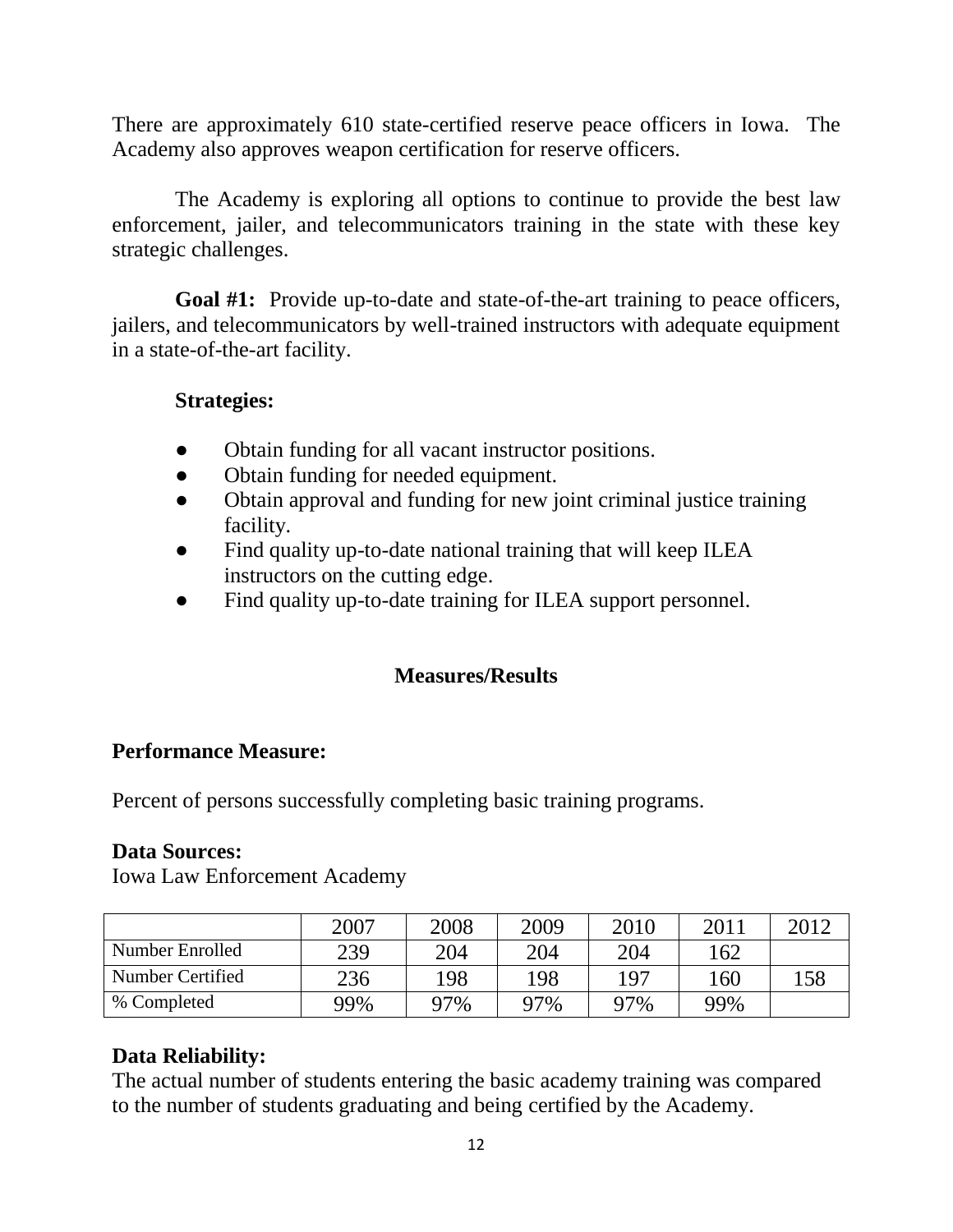There are approximately 610 state-certified reserve peace officers in Iowa. The Academy also approves weapon certification for reserve officers.

The Academy is exploring all options to continue to provide the best law enforcement, jailer, and telecommunicators training in the state with these key strategic challenges.

**Goal #1:** Provide up-to-date and state-of-the-art training to peace officers, jailers, and telecommunicators by well-trained instructors with adequate equipment in a state-of-the-art facility.

**Strategies:**

- Obtain funding for all vacant instructor positions.
- Obtain funding for needed equipment.
- Obtain approval and funding for new joint criminal justice training facility.
- Find quality up-to-date national training that will keep ILEA instructors on the cutting edge.
- Find quality up-to-date training for ILEA support personnel.

## Measures/Results

**Performance Measure:**

Percent of persons successfully completing basic training programs.

**Data Sources:**
Iowa Law Enforcement Academy

| | 2007 | 2008 | 2009 | 2010 | 2011 | 2012 |
|---|---|---|---|---|---|---|
| Number Enrolled | 239 | 204 | 204 | 204 | 162 | |
| Number Certified | 236 | 198 | 198 | 197 | 160 | 158 |
| % Completed | 99% | 97% | 97% | 97% | 99% | |

**Data Reliability:**
The actual number of students entering the basic academy training was compared to the number of students graduating and being certified by the Academy.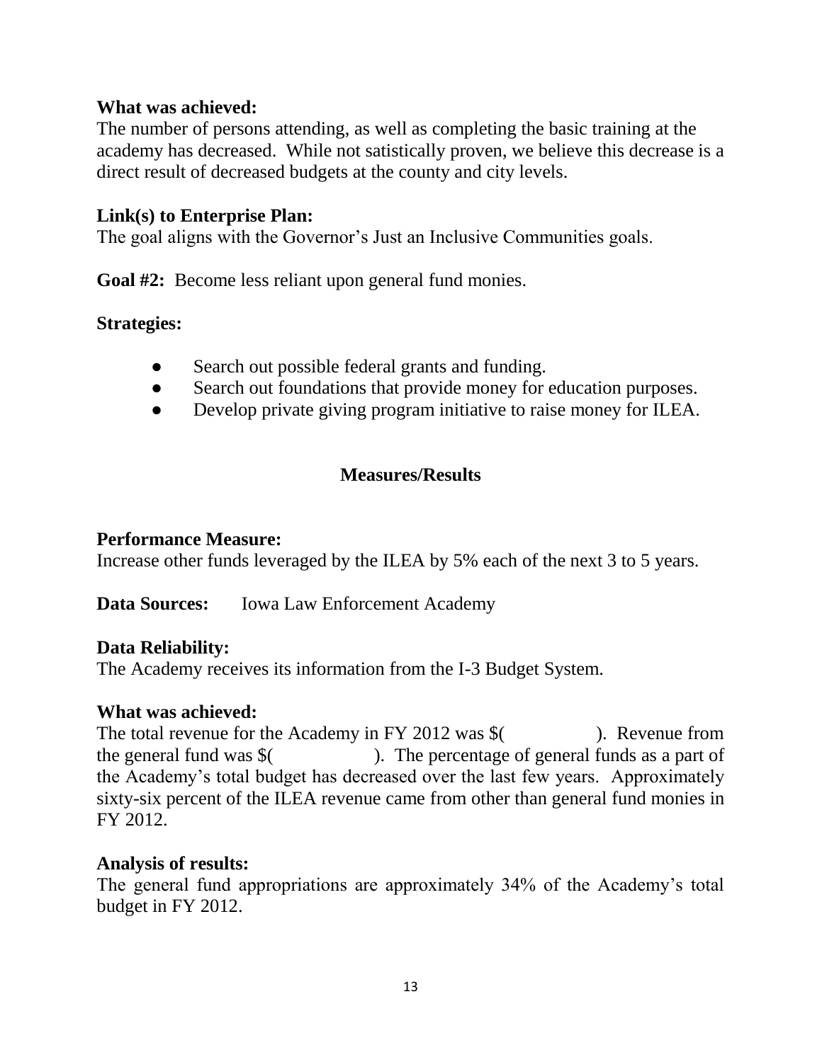**What was achieved:**
The number of persons attending, as well as completing the basic training at the academy has decreased. While not satistically proven, we believe this decrease is a direct result of decreased budgets at the county and city levels.

**Link(s) to Enterprise Plan:**
The goal aligns with the Governor's Just an Inclusive Communities goals.

**Goal #2:** Become less reliant upon general fund monies.

**Strategies:**

- Search out possible federal grants and funding.
- Search out foundations that provide money for education purposes.
- Develop private giving program initiative to raise money for ILEA.

**Measures/Results**

**Performance Measure:**
Increase other funds leveraged by the ILEA by 5% each of the next 3 to 5 years.

**Data Sources:** Iowa Law Enforcement Academy

**Data Reliability:**
The Academy receives its information from the I-3 Budget System.

**What was achieved:**
The total revenue for the Academy in FY 2012 was $( ). Revenue from the general fund was $( ). The percentage of general funds as a part of the Academy's total budget has decreased over the last few years. Approximately sixty-six percent of the ILEA revenue came from other than general fund monies in FY 2012.

**Analysis of results:**
The general fund appropriations are approximately 34% of the Academy's total budget in FY 2012.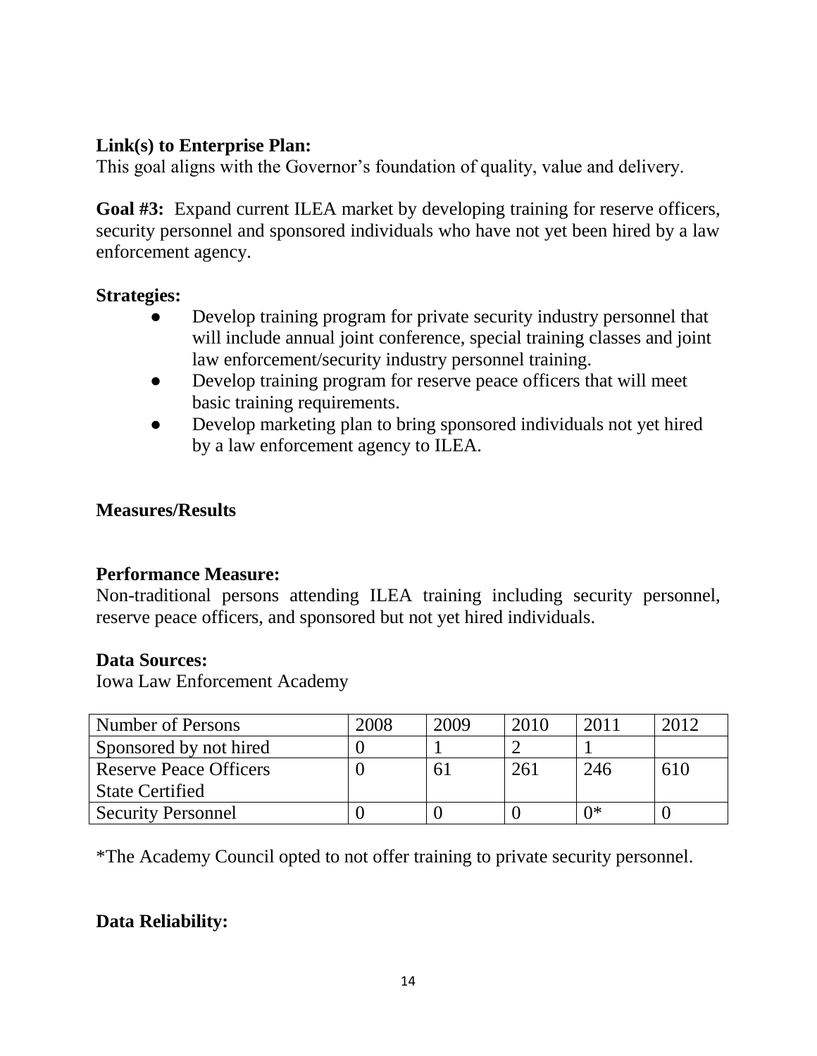**Link(s) to Enterprise Plan:**
This goal aligns with the Governor's foundation of quality, value and delivery.

**Goal #3:** Expand current ILEA market by developing training for reserve officers, security personnel and sponsored individuals who have not yet been hired by a law enforcement agency.

**Strategies:**

- Develop training program for private security industry personnel that will include annual joint conference, special training classes and joint law enforcement/security industry personnel training.
- Develop training program for reserve peace officers that will meet basic training requirements.
- Develop marketing plan to bring sponsored individuals not yet hired by a law enforcement agency to ILEA.

**Measures/Results**

**Performance Measure:**
Non-traditional persons attending ILEA training including security personnel, reserve peace officers, and sponsored but not yet hired individuals.

**Data Sources:**
Iowa Law Enforcement Academy

| Number of Persons | 2008 | 2009 | 2010 | 2011 | 2012 |
|---|---|---|---|---|---|
| Sponsored by not hired | 0 | 1 | 2 | 1 | |
| Reserve Peace Officers State Certified | 0 | 61 | 261 | 246 | 610 |
| Security Personnel | 0 | 0 | 0 | 0* | 0 |

*The Academy Council opted to not offer training to private security personnel.

**Data Reliability:**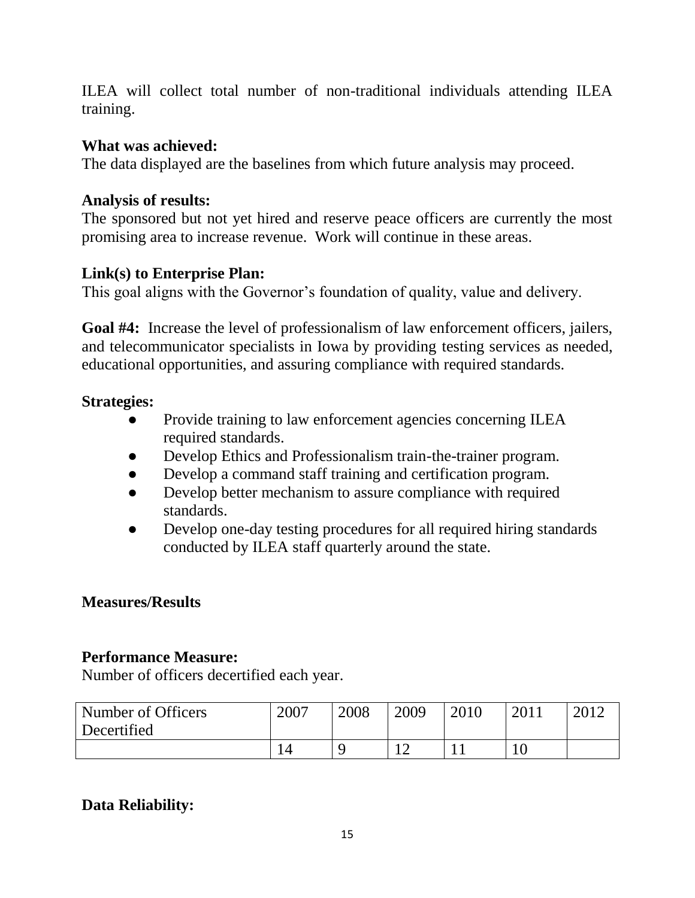ILEA will collect total number of non-traditional individuals attending ILEA training.

**What was achieved:**
The data displayed are the baselines from which future analysis may proceed.

**Analysis of results:**
The sponsored but not yet hired and reserve peace officers are currently the most promising area to increase revenue. Work will continue in these areas.

**Link(s) to Enterprise Plan:**
This goal aligns with the Governor's foundation of quality, value and delivery.

**Goal #4:** Increase the level of professionalism of law enforcement officers, jailers, and telecommunicator specialists in Iowa by providing testing services as needed, educational opportunities, and assuring compliance with required standards.

**Strategies:**

- Provide training to law enforcement agencies concerning ILEA required standards.
- Develop Ethics and Professionalism train-the-trainer program.
- Develop a command staff training and certification program.
- Develop better mechanism to assure compliance with required standards.
- Develop one-day testing procedures for all required hiring standards conducted by ILEA staff quarterly around the state.

**Measures/Results**

**Performance Measure:**
Number of officers decertified each year.

| Number of Officers Decertified | 2007 | 2008 | 2009 | 2010 | 2011 | 2012 |
|---|---|---|---|---|---|---|
| | 14 | 9 | 12 | 11 | 10 | |

**Data Reliability:**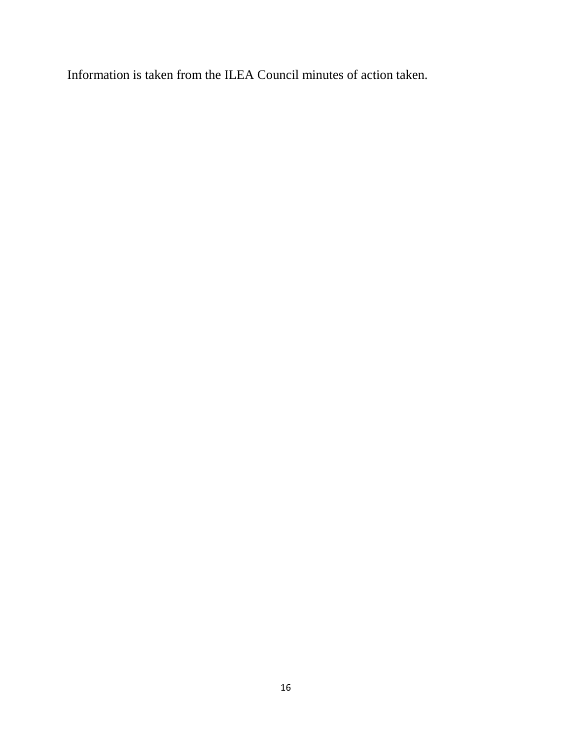Information is taken from the ILEA Council minutes of action taken.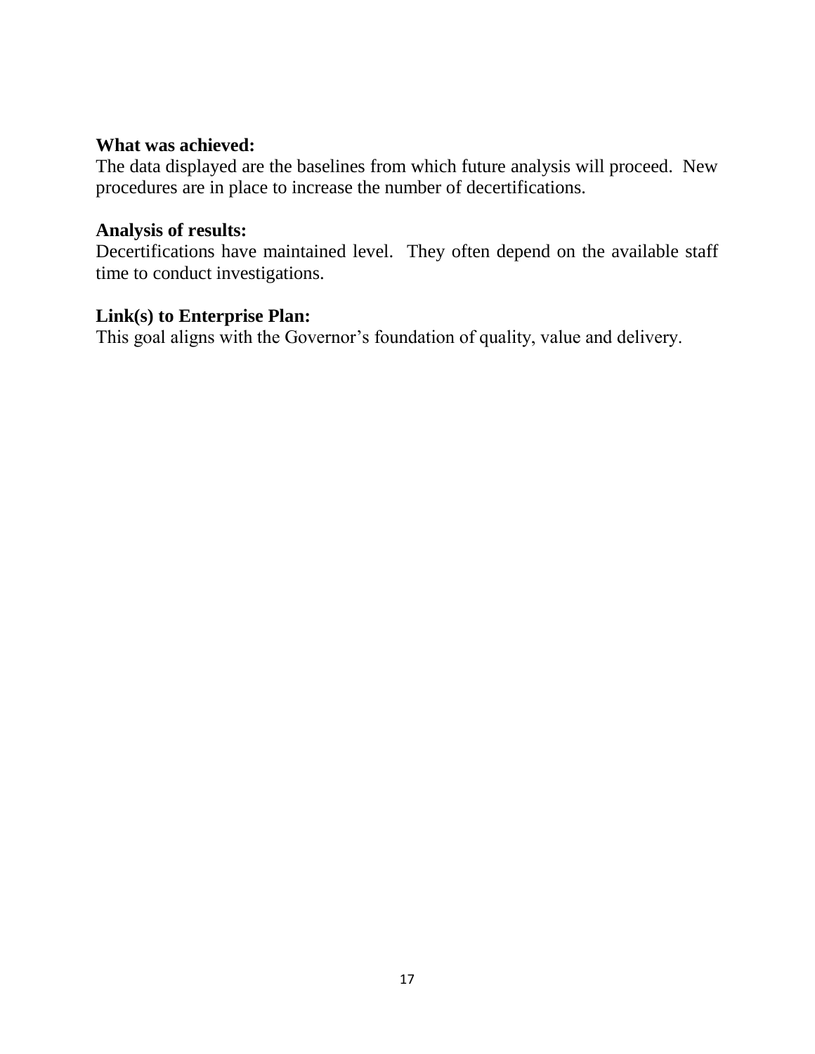**What was achieved:**
The data displayed are the baselines from which future analysis will proceed. New procedures are in place to increase the number of decertifications.

**Analysis of results:**
Decertifications have maintained level. They often depend on the available staff time to conduct investigations.

**Link(s) to Enterprise Plan:**
This goal aligns with the Governor's foundation of quality, value and delivery.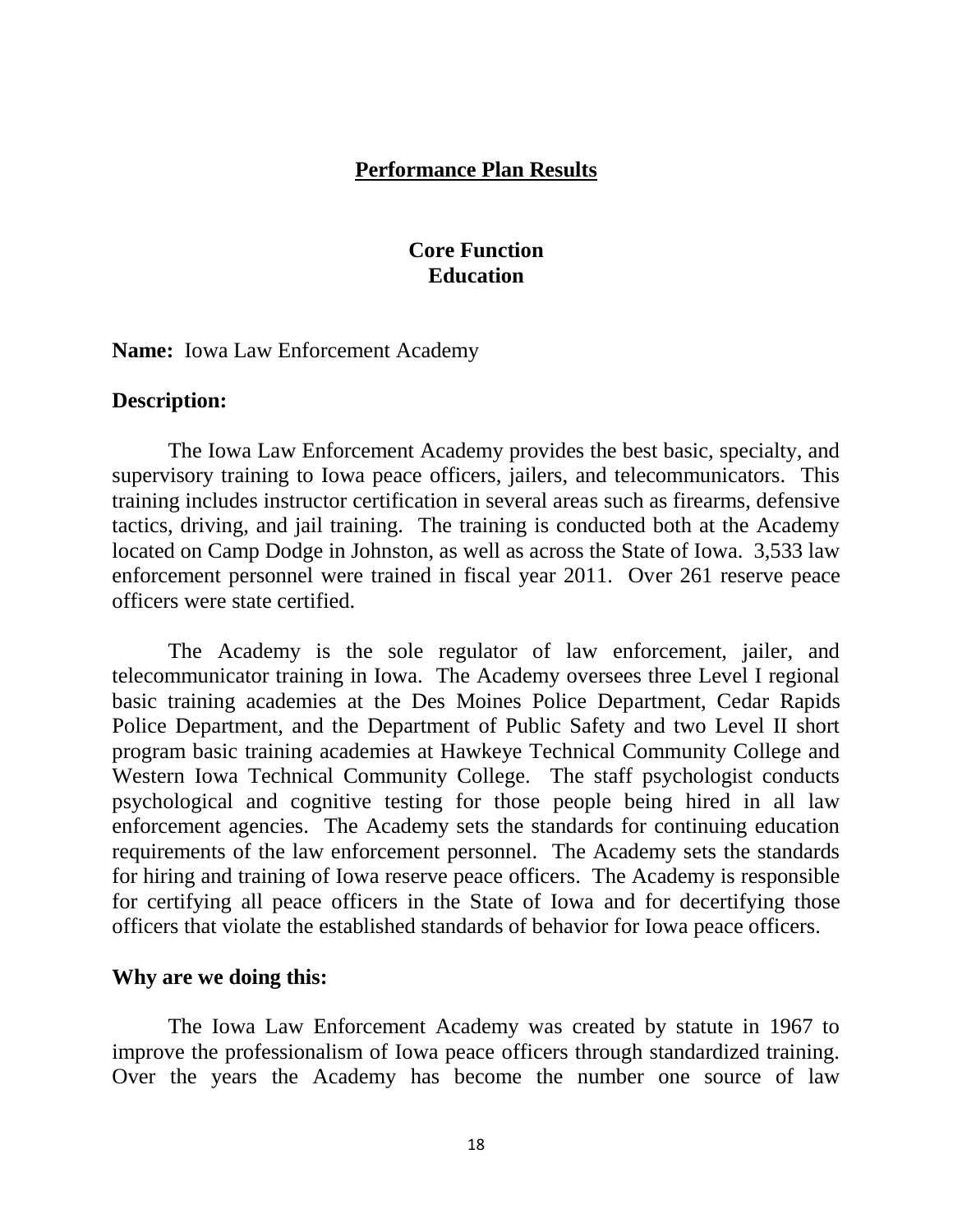# Performance Plan Results

## Core Function
## Education

**Name:** Iowa Law Enforcement Academy

**Description:**

The Iowa Law Enforcement Academy provides the best basic, specialty, and supervisory training to Iowa peace officers, jailers, and telecommunicators. This training includes instructor certification in several areas such as firearms, defensive tactics, driving, and jail training. The training is conducted both at the Academy located on Camp Dodge in Johnston, as well as across the State of Iowa. 3,533 law enforcement personnel were trained in fiscal year 2011. Over 261 reserve peace officers were state certified.

The Academy is the sole regulator of law enforcement, jailer, and telecommunicator training in Iowa. The Academy oversees three Level I regional basic training academies at the Des Moines Police Department, Cedar Rapids Police Department, and the Department of Public Safety and two Level II short program basic training academies at Hawkeye Technical Community College and Western Iowa Technical Community College. The staff psychologist conducts psychological and cognitive testing for those people being hired in all law enforcement agencies. The Academy sets the standards for continuing education requirements of the law enforcement personnel. The Academy sets the standards for hiring and training of Iowa reserve peace officers. The Academy is responsible for certifying all peace officers in the State of Iowa and for decertifying those officers that violate the established standards of behavior for Iowa peace officers.

**Why are we doing this:**

The Iowa Law Enforcement Academy was created by statute in 1967 to improve the professionalism of Iowa peace officers through standardized training. Over the years the Academy has become the number one source of law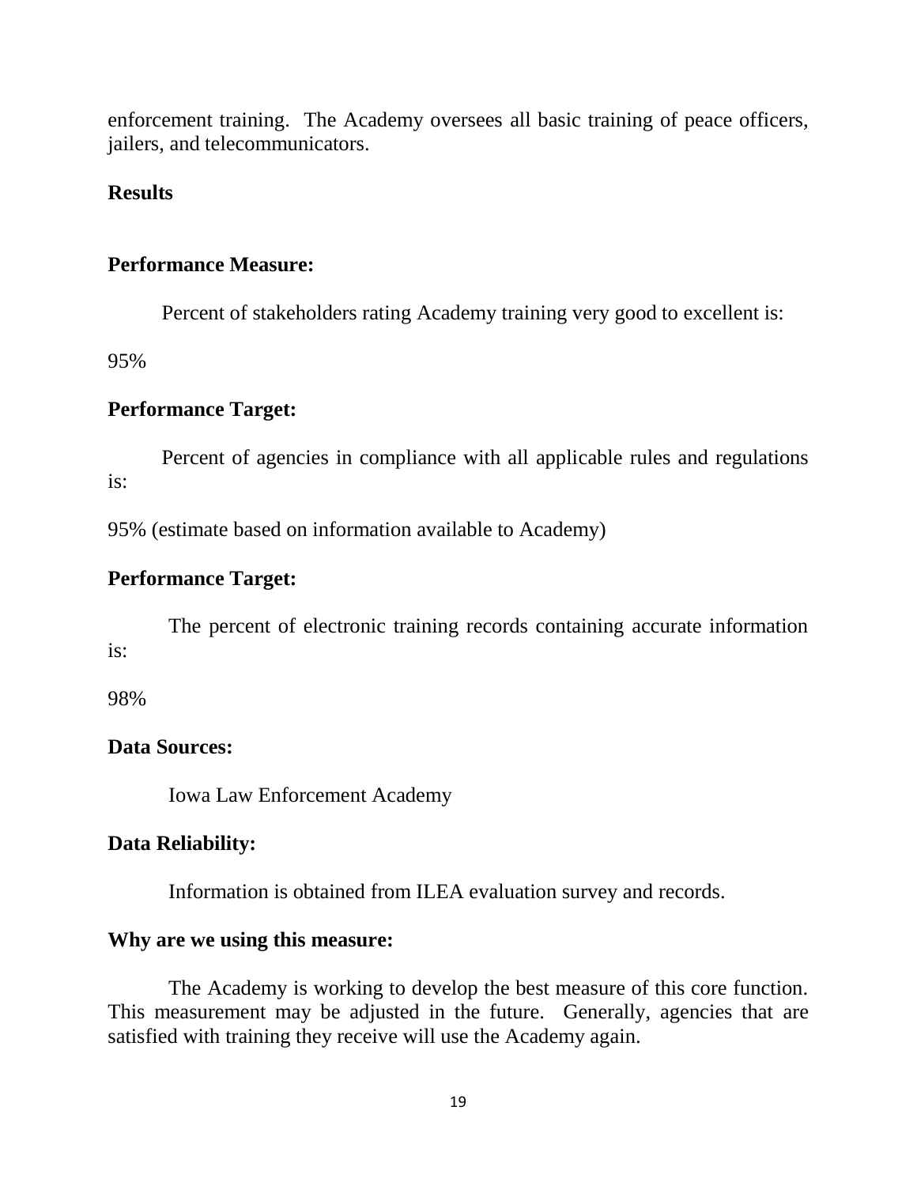enforcement training. The Academy oversees all basic training of peace officers, jailers, and telecommunicators.

**Results**

**Performance Measure:**

Percent of stakeholders rating Academy training very good to excellent is:

95%

**Performance Target:**

Percent of agencies in compliance with all applicable rules and regulations is:

95% (estimate based on information available to Academy)

**Performance Target:**

The percent of electronic training records containing accurate information is:

98%

**Data Sources:**

Iowa Law Enforcement Academy

**Data Reliability:**

Information is obtained from ILEA evaluation survey and records.

**Why are we using this measure:**

The Academy is working to develop the best measure of this core function. This measurement may be adjusted in the future. Generally, agencies that are satisfied with training they receive will use the Academy again.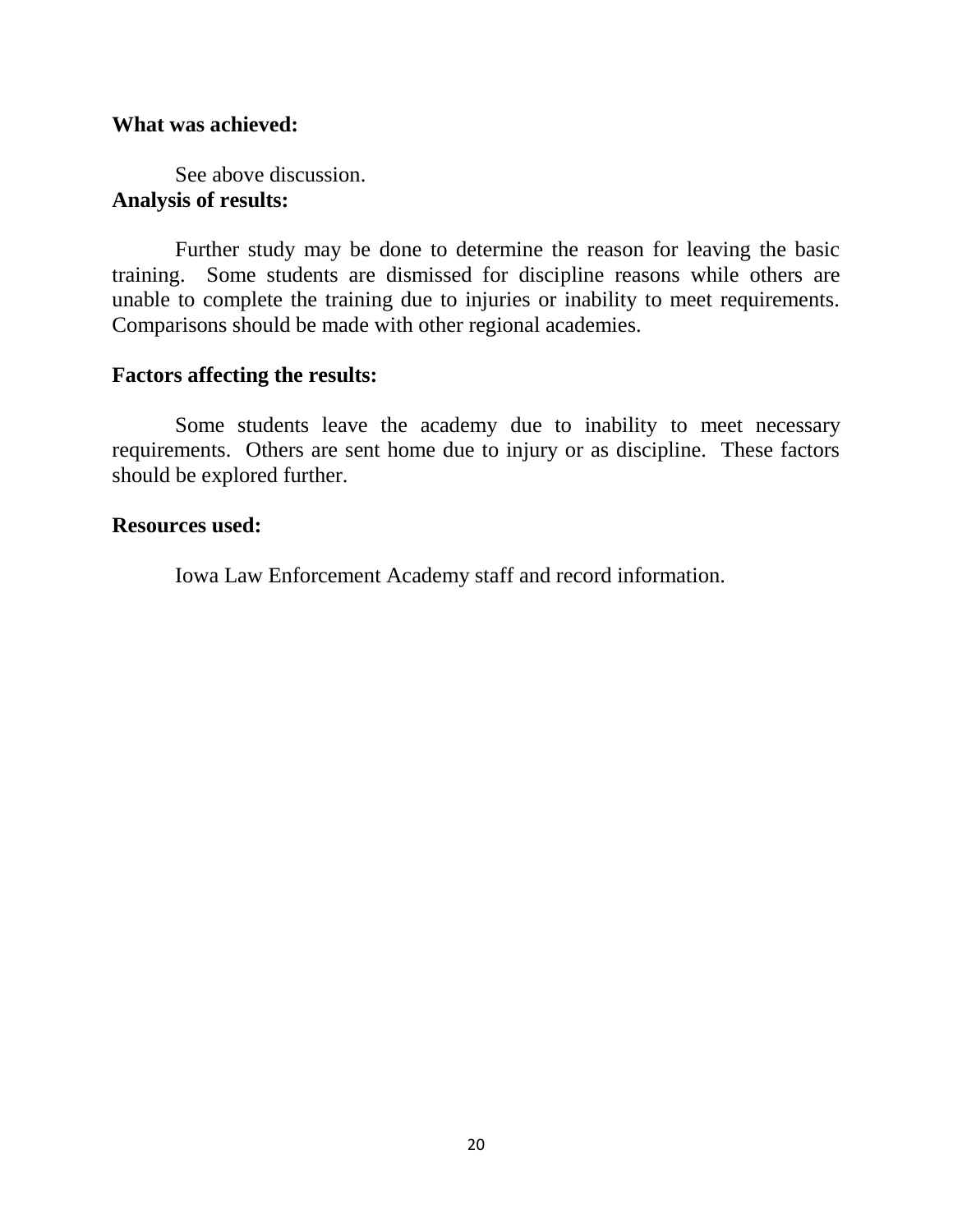**What was achieved:**

See above discussion.

**Analysis of results:**

Further study may be done to determine the reason for leaving the basic training. Some students are dismissed for discipline reasons while others are unable to complete the training due to injuries or inability to meet requirements. Comparisons should be made with other regional academies.

**Factors affecting the results:**

Some students leave the academy due to inability to meet necessary requirements. Others are sent home due to injury or as discipline. These factors should be explored further.

**Resources used:**

Iowa Law Enforcement Academy staff and record information.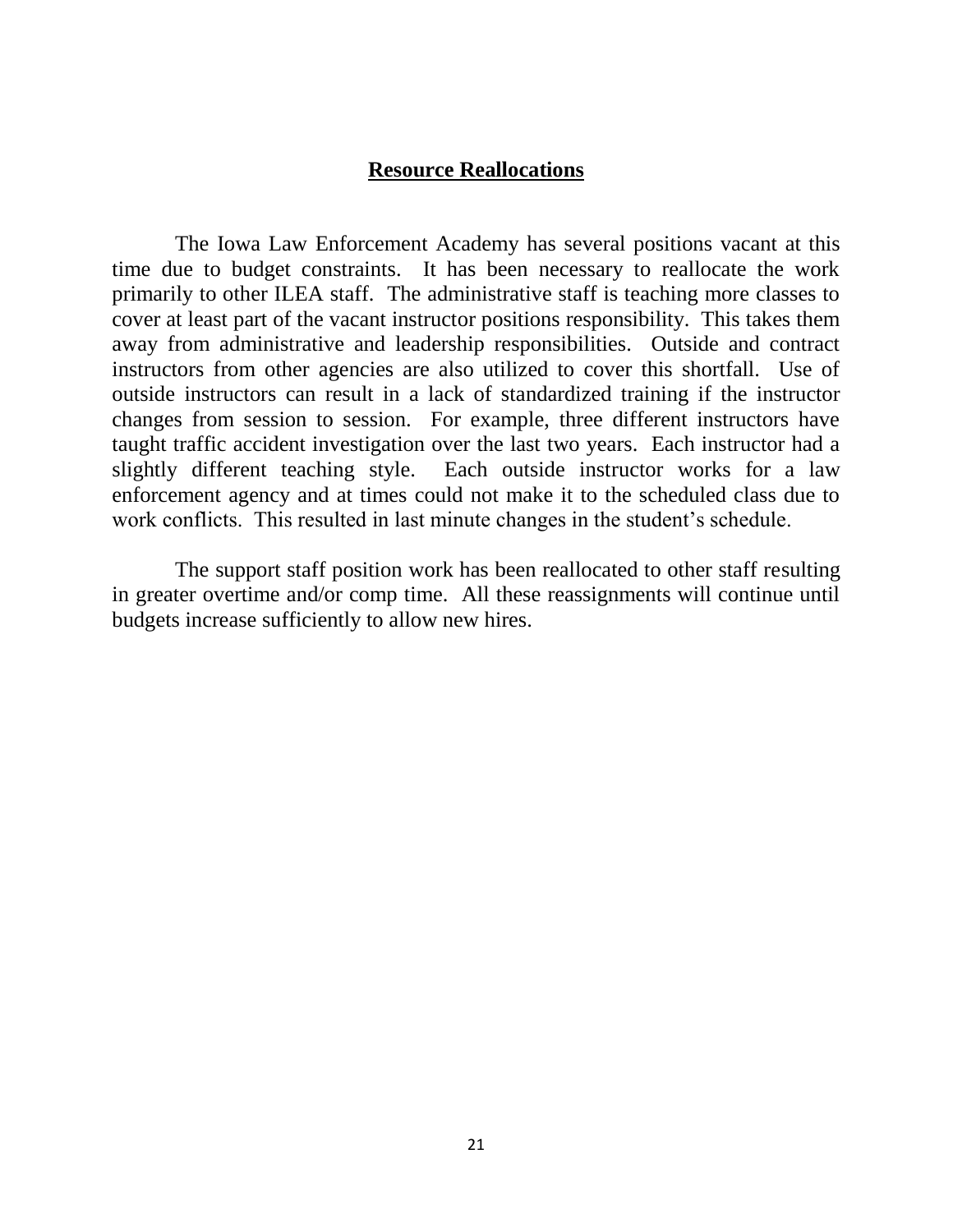## Resource Reallocations

The Iowa Law Enforcement Academy has several positions vacant at this time due to budget constraints. It has been necessary to reallocate the work primarily to other ILEA staff. The administrative staff is teaching more classes to cover at least part of the vacant instructor positions responsibility. This takes them away from administrative and leadership responsibilities. Outside and contract instructors from other agencies are also utilized to cover this shortfall. Use of outside instructors can result in a lack of standardized training if the instructor changes from session to session. For example, three different instructors have taught traffic accident investigation over the last two years. Each instructor had a slightly different teaching style. Each outside instructor works for a law enforcement agency and at times could not make it to the scheduled class due to work conflicts. This resulted in last minute changes in the student's schedule.

The support staff position work has been reallocated to other staff resulting in greater overtime and/or comp time. All these reassignments will continue until budgets increase sufficiently to allow new hires.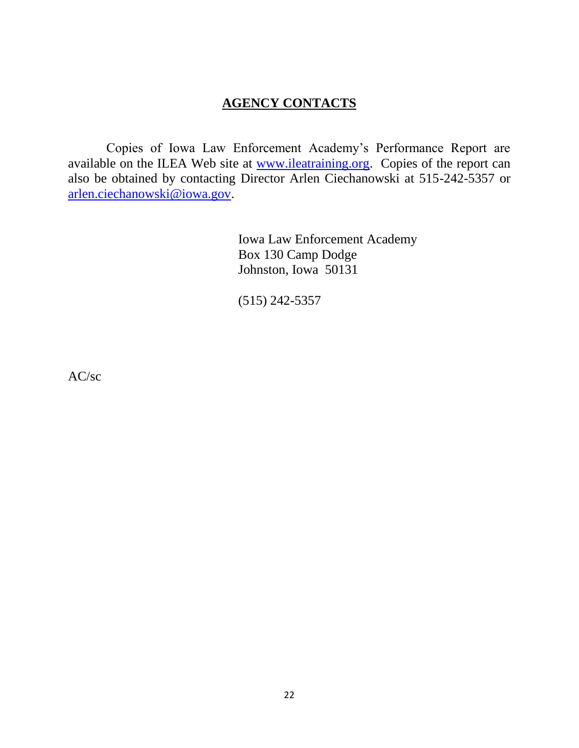## AGENCY CONTACTS

Copies of Iowa Law Enforcement Academy's Performance Report are available on the ILEA Web site at www.ileatraining.org. Copies of the report can also be obtained by contacting Director Arlen Ciechanowski at 515-242-5357 or arlen.ciechanowski@iowa.gov.

Iowa Law Enforcement Academy
Box 130 Camp Dodge
Johnston, Iowa 50131

(515) 242-5357

AC/sc